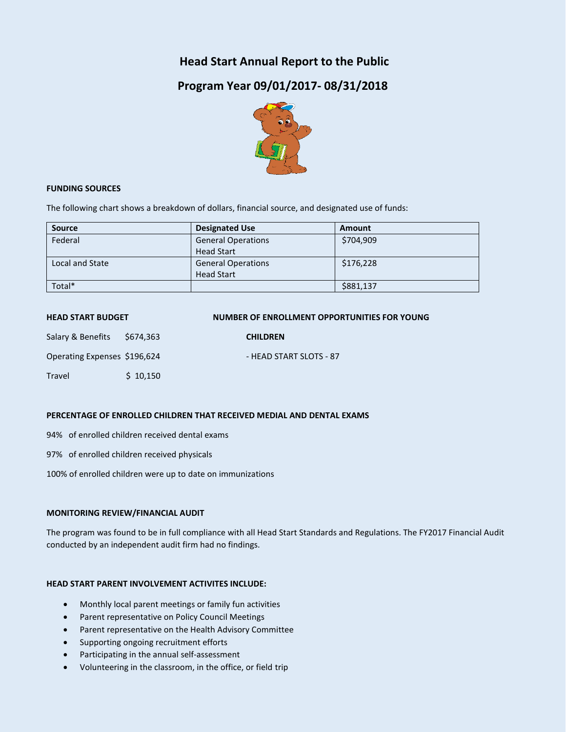# Head Start Annual Report to the Public

## Program Year 09/01/2017- 08/31/2018

**FUNDING SOURCES**

The following chart shows a breakdown of dollars, financial source, and designated use of funds:

| Source | Designated Use | Amount |
|---|---|---|
| Federal | General Operations Head Start | $704,909 |
| Local and State | General Operations Head Start | $176,228 |
| Total* | | $881,137 |

**HEAD START BUDGET**

Salary & Benefits $674,363

Operating Expenses $196,624

Travel $ 10,150

**NUMBER OF ENROLLMENT OPPORTUNITIES FOR YOUNG CHILDREN**

- HEAD START SLOTS - 87

**PERCENTAGE OF ENROLLED CHILDREN THAT RECEIVED MEDIAL AND DENTAL EXAMS**

94% of enrolled children received dental exams

97% of enrolled children received physicals

100% of enrolled children were up to date on immunizations

**MONITORING REVIEW/FINANCIAL AUDIT**

The program was found to be in full compliance with all Head Start Standards and Regulations. The FY2017 Financial Audit conducted by an independent audit firm had no findings.

**HEAD START PARENT INVOLVEMENT ACTIVITES INCLUDE:**

- Monthly local parent meetings or family fun activities
- Parent representative on Policy Council Meetings
- Parent representative on the Health Advisory Committee
- Supporting ongoing recruitment efforts
- Participating in the annual self-assessment
- Volunteering in the classroom, in the office, or field trip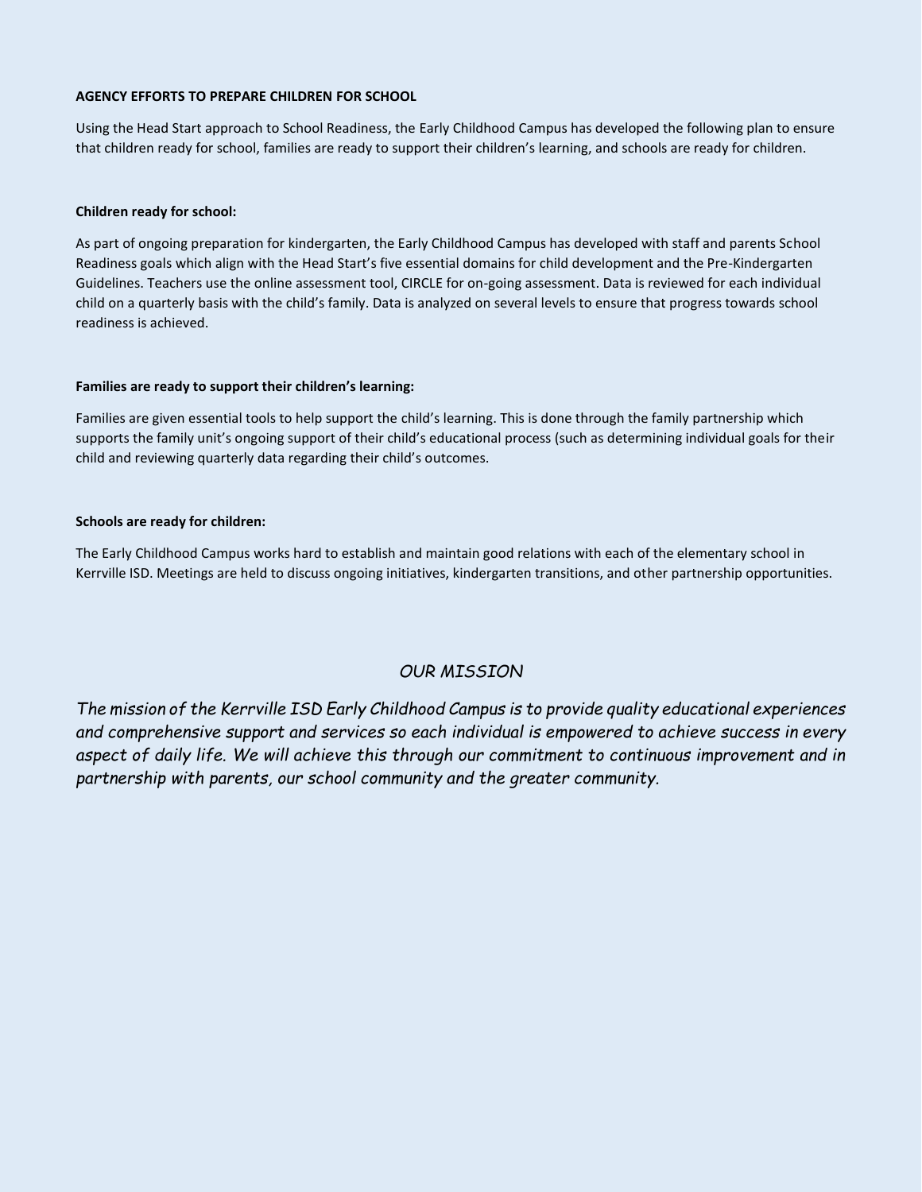**AGENCY EFFORTS TO PREPARE CHILDREN FOR SCHOOL**

Using the Head Start approach to School Readiness, the Early Childhood Campus has developed the following plan to ensure that children ready for school, families are ready to support their children's learning, and schools are ready for children.

**Children ready for school:**

As part of ongoing preparation for kindergarten, the Early Childhood Campus has developed with staff and parents School Readiness goals which align with the Head Start's five essential domains for child development and the Pre-Kindergarten Guidelines. Teachers use the online assessment tool, CIRCLE for on-going assessment. Data is reviewed for each individual child on a quarterly basis with the child's family. Data is analyzed on several levels to ensure that progress towards school readiness is achieved.

**Families are ready to support their children's learning:**

Families are given essential tools to help support the child's learning. This is done through the family partnership which supports the family unit's ongoing support of their child's educational process (such as determining individual goals for their child and reviewing quarterly data regarding their child's outcomes.

**Schools are ready for children:**

The Early Childhood Campus works hard to establish and maintain good relations with each of the elementary school in Kerrville ISD. Meetings are held to discuss ongoing initiatives, kindergarten transitions, and other partnership opportunities.

## *OUR MISSION*

*The mission of the Kerrville ISD Early Childhood Campus is to provide quality educational experiences and comprehensive support and services so each individual is empowered to achieve success in every aspect of daily life. We will achieve this through our commitment to continuous improvement and in partnership with parents, our school community and the greater community.*